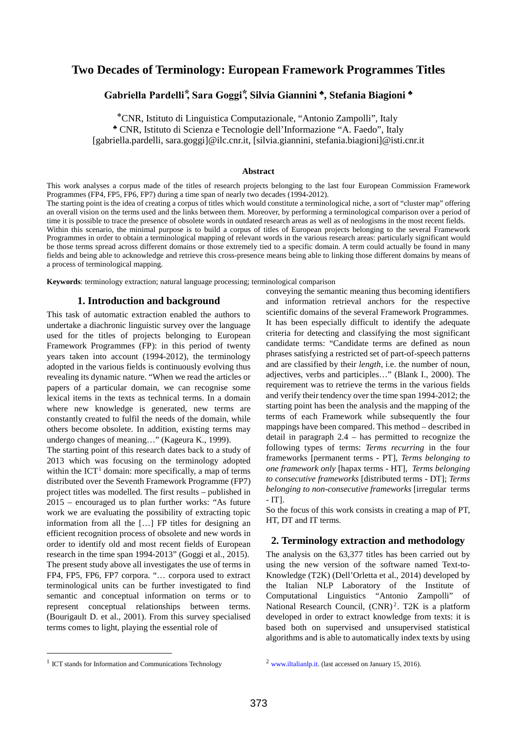# Two Decades of Terminology: European Framework Programmes Titles

**Gabriella Pardelli[*], Sara Goggi[*], Silvia Giannini [♣], Stefania Biagioni [♣]**

[*]CNR, Istituto di Linguistica Computazionale, "Antonio Zampolli", Italy
[♣] CNR, Istituto di Scienza e Tecnologie dell'Informazione "A. Faedo", Italy
[gabriella.pardelli, sara.goggi]@ilc.cnr.it, [silvia.giannini, stefania.biagioni]@isti.cnr.it

### Abstract

This work analyses a corpus made of the titles of research projects belonging to the last four European Commission Framework Programmes (FP4, FP5, FP6, FP7) during a time span of nearly two decades (1994-2012).
The starting point is the idea of creating a corpus of titles which would constitute a terminological niche, a sort of "cluster map" offering an overall vision on the terms used and the links between them. Moreover, by performing a terminological comparison over a period of time it is possible to trace the presence of obsolete words in outdated research areas as well as of neologisms in the most recent fields.
Within this scenario, the minimal purpose is to build a corpus of titles of European projects belonging to the several Framework Programmes in order to obtain a terminological mapping of relevant words in the various research areas: particularly significant would be those terms spread across different domains or those extremely tied to a specific domain. A term could actually be found in many fields and being able to acknowledge and retrieve this cross-presence means being able to linking those different domains by means of a process of terminological mapping.

**Keywords**: terminology extraction; natural language processing; terminological comparison

## 1. Introduction and background

This task of automatic extraction enabled the authors to undertake a diachronic linguistic survey over the language used for the titles of projects belonging to European Framework Programmes (FP): in this period of twenty years taken into account (1994-2012), the terminology adopted in the various fields is continuously evolving thus revealing its dynamic nature. "When we read the articles or papers of a particular domain, we can recognise some lexical items in the texts as technical terms. In a domain where new knowledge is generated, new terms are constantly created to fulfil the needs of the domain, while others become obsolete. In addition, existing terms may undergo changes of meaning…" (Kageura K., 1999).

The starting point of this research dates back to a study of 2013 which was focusing on the terminology adopted within the ICT[1] domain: more specifically, a map of terms distributed over the Seventh Framework Programme (FP7) project titles was modelled. The first results – published in 2015 – encouraged us to plan further works: "As future work we are evaluating the possibility of extracting topic information from all the […] FP titles for designing an efficient recognition process of obsolete and new words in order to identify old and most recent fields of European research in the time span 1994-2013" (Goggi et al., 2015).

The present study above all investigates the use of terms in FP4, FP5, FP6, FP7 corpora. "… corpora used to extract terminological units can be further investigated to find semantic and conceptual information on terms or to represent conceptual relationships between terms. (Bourigault D. et al., 2001). From this survey specialised terms comes to light, playing the essential role of conveying the semantic meaning thus becoming identifiers and information retrieval anchors for the respective scientific domains of the several Framework Programmes.

It has been especially difficult to identify the adequate criteria for detecting and classifying the most significant candidate terms: "Candidate terms are defined as noun phrases satisfying a restricted set of part-of-speech patterns and are classified by their *length*, i.e. the number of noun, adjectives, verbs and participles…" (Blank I., 2000). The requirement was to retrieve the terms in the various fields and verify their tendency over the time span 1994-2012; the starting point has been the analysis and the mapping of the terms of each Framework while subsequently the four mappings have been compared. This method – described in detail in paragraph 2.4 – has permitted to recognize the following types of terms: *Terms recurring* in the four frameworks [permanent terms - PT], *Terms belonging to one framework only* [hapax terms - HT], *Terms belonging to consecutive frameworks* [distributed terms - DT]; *Terms belonging to non-consecutive frameworks* [irregular terms - IT].

So the focus of this work consists in creating a map of PT, HT, DT and IT terms.

## 2. Terminology extraction and methodology

The analysis on the 63,377 titles has been carried out by using the new version of the software named Text-to-Knowledge (T2K) (Dell'Orletta et al., 2014) developed by the Italian NLP Laboratory of the Institute of Computational Linguistics "Antonio Zampolli" of National Research Council, (CNR)[2]. T2K is a platform developed in order to extract knowledge from texts: it is based both on supervised and unsupervised statistical algorithms and is able to automatically index texts by using

[1] ICT stands for Information and Communications Technology

[2] www.iltalianlp.it. (last accessed on January 15, 2016).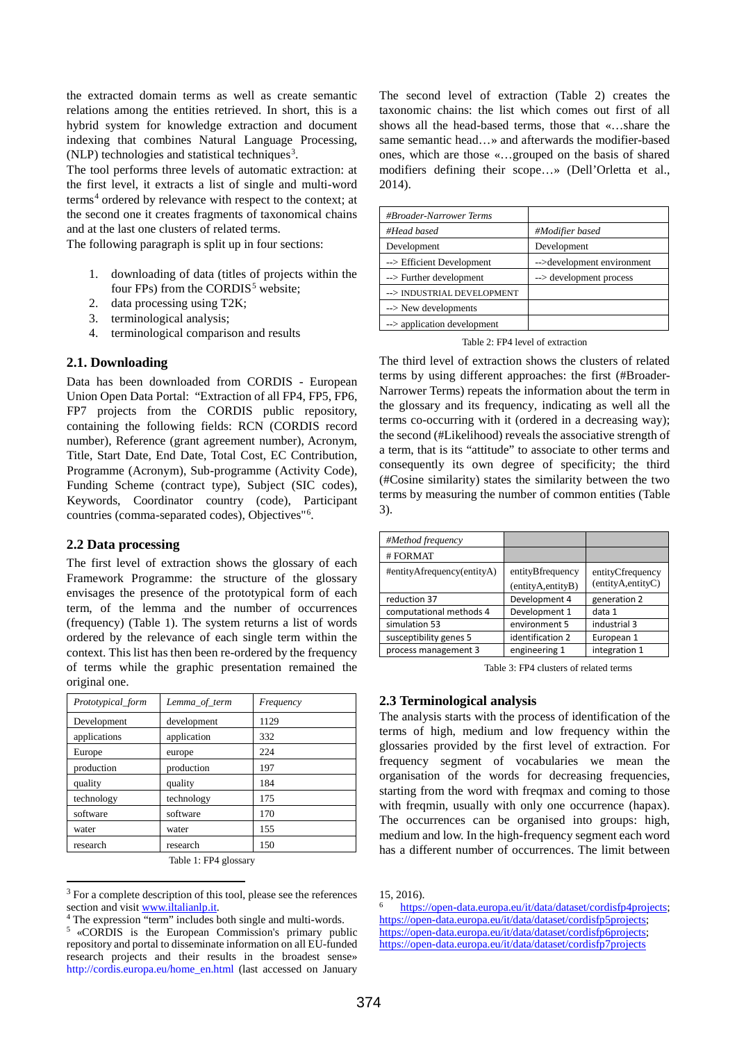the extracted domain terms as well as create semantic relations among the entities retrieved. In short, this is a hybrid system for knowledge extraction and document indexing that combines Natural Language Processing, (NLP) technologies and statistical techniques[3].

The tool performs three levels of automatic extraction: at the first level, it extracts a list of single and multi-word terms[4] ordered by relevance with respect to the context; at the second one it creates fragments of taxonomical chains and at the last one clusters of related terms.

The following paragraph is split up in four sections:

1. downloading of data (titles of projects within the four FPs) from the CORDIS[5] website;
2. data processing using T2K;
3. terminological analysis;
4. terminological comparison and results

## 2.1. Downloading

Data has been downloaded from CORDIS - European Union Open Data Portal: "Extraction of all FP4, FP5, FP6, FP7 projects from the CORDIS public repository, containing the following fields: RCN (CORDIS record number), Reference (grant agreement number), Acronym, Title, Start Date, End Date, Total Cost, EC Contribution, Programme (Acronym), Sub-programme (Activity Code), Funding Scheme (contract type), Subject (SIC codes), Keywords, Coordinator country (code), Participant countries (comma-separated codes), Objectives"[6].

## 2.2 Data processing

The first level of extraction shows the glossary of each Framework Programme: the structure of the glossary envisages the presence of the prototypical form of each term, of the lemma and of the number of occurrences (frequency) (Table 1). The system returns a list of words ordered by the relevance of each single term within the context. This list has then been re-ordered by the frequency of terms while the graphic presentation remained the original one.

| *Prototypical_form* | *Lemma_of_term* | *Frequency* |
|---|---|---|
| Development | development | 1129 |
| applications | application | 332 |
| Europe | europe | 224 |
| production | production | 197 |
| quality | quality | 184 |
| technology | technology | 175 |
| software | software | 170 |
| water | water | 155 |
| research | research | 150 |

Table 1: FP4 glossary

The second level of extraction (Table 2) creates the taxonomic chains: the list which comes out first of all shows all the head-based terms, those that «…share the same semantic head…» and afterwards the modifier-based ones, which are those «…grouped on the basis of shared modifiers defining their scope…» (Dell'Orletta et al., 2014).

| *#Broader-Narrower Terms* | |
|---|---|
| *#Head based* | *#Modifier based* |
| Development | Development |
| --> Efficient Development | -->development environment |
| --> Further development | --> development process |
| --> INDUSTRIAL DEVELOPMENT | |
| --> New developments | |
| --> application development | |

Table 2: FP4 level of extraction

The third level of extraction shows the clusters of related terms by using different approaches: the first (#Broader-Narrower Terms) repeats the information about the term in the glossary and its frequency, indicating as well all the terms co-occurring with it (ordered in a decreasing way); the second (#Likelihood) reveals the associative strength of a term, that is its "attitude" to associate to other terms and consequently its own degree of specificity; the third (#Cosine similarity) states the similarity between the two terms by measuring the number of common entities (Table 3).

| *#Method frequency* | | |
|---|---|---|
| # FORMAT | | |
| #entityAfrequency(entityA) | entityBfrequency (entityA,entityB) | entityCfrequency (entityA,entityC) |
| reduction 37 | Development 4 | generation 2 |
| computational methods 4 | Development 1 | data 1 |
| simulation 53 | environment 5 | industrial 3 |
| susceptibility genes 5 | identification 2 | European 1 |
| process management 3 | engineering 1 | integration 1 |

Table 3: FP4 clusters of related terms

## 2.3 Terminological analysis

The analysis starts with the process of identification of the terms of high, medium and low frequency within the glossaries provided by the first level of extraction. For frequency segment of vocabularies we mean the organisation of the words for decreasing frequencies, starting from the word with freqmax and coming to those with freqmin, usually with only one occurrence (hapax). The occurrences can be organised into groups: high, medium and low. In the high-frequency segment each word has a different number of occurrences. The limit between

---

[3] For a complete description of this tool, please see the references section and visit www.iltalianlp.it.

[4] The expression "term" includes both single and multi-words.

[5] «CORDIS is the European Commission's primary public repository and portal to disseminate information on all EU-funded research projects and their results in the broadest sense» http://cordis.europa.eu/home_en.html (last accessed on January 15, 2016).

[6] https://open-data.europa.eu/it/data/dataset/cordisfp4projects; https://open-data.europa.eu/it/data/dataset/cordisfp5projects; https://open-data.europa.eu/it/data/dataset/cordisfp6projects; https://open-data.europa.eu/it/data/dataset/cordisfp7projects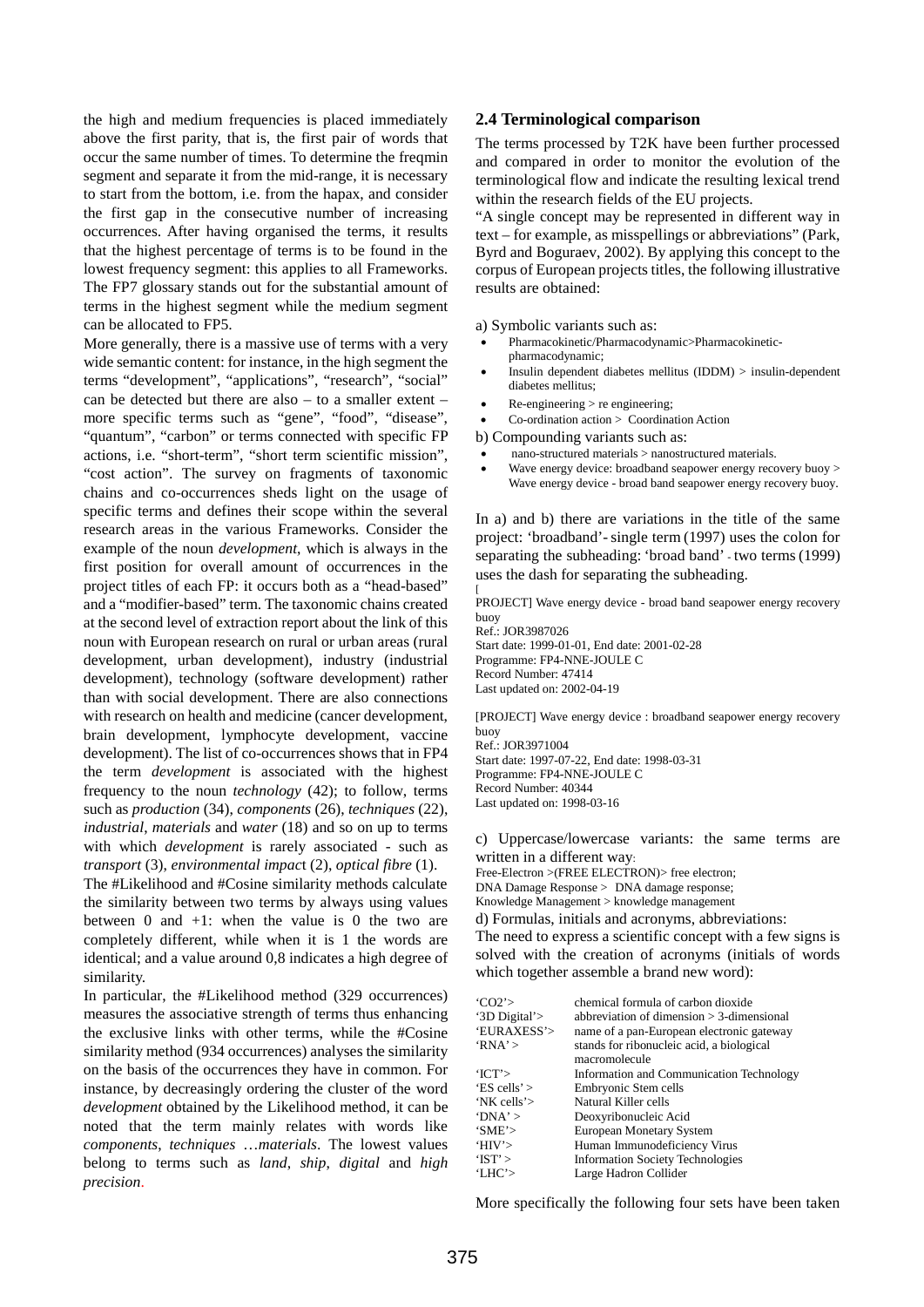the high and medium frequencies is placed immediately above the first parity, that is, the first pair of words that occur the same number of times. To determine the freqmin segment and separate it from the mid-range, it is necessary to start from the bottom, i.e. from the hapax, and consider the first gap in the consecutive number of increasing occurrences. After having organised the terms, it results that the highest percentage of terms is to be found in the lowest frequency segment: this applies to all Frameworks. The FP7 glossary stands out for the substantial amount of terms in the highest segment while the medium segment can be allocated to FP5.

More generally, there is a massive use of terms with a very wide semantic content: for instance, in the high segment the terms "development", "applications", "research", "social" can be detected but there are also – to a smaller extent – more specific terms such as "gene", "food", "disease", "quantum", "carbon" or terms connected with specific FP actions, i.e. "short-term", "short term scientific mission", "cost action". The survey on fragments of taxonomic chains and co-occurrences sheds light on the usage of specific terms and defines their scope within the several research areas in the various Frameworks. Consider the example of the noun *development*, which is always in the first position for overall amount of occurrences in the project titles of each FP: it occurs both as a "head-based" and a "modifier-based" term. The taxonomic chains created at the second level of extraction report about the link of this noun with European research on rural or urban areas (rural development, urban development), industry (industrial development), technology (software development) rather than with social development. There are also connections with research on health and medicine (cancer development, brain development, lymphocyte development, vaccine development). The list of co-occurrences shows that in FP4 the term *development* is associated with the highest frequency to the noun *technology* (42); to follow, terms such as *production* (34), *components* (26), *techniques* (22), *industrial*, *materials* and *water* (18) and so on up to terms with which *development* is rarely associated - such as *transport* (3), *environmental impact* (2), *optical fibre* (1).

The #Likelihood and #Cosine similarity methods calculate the similarity between two terms by always using values between 0 and +1: when the value is 0 the two are completely different, while when it is 1 the words are identical; and a value around 0,8 indicates a high degree of similarity.

In particular, the #Likelihood method (329 occurrences) measures the associative strength of terms thus enhancing the exclusive links with other terms, while the #Cosine similarity method (934 occurrences) analyses the similarity on the basis of the occurrences they have in common. For instance, by decreasingly ordering the cluster of the word *development* obtained by the Likelihood method, it can be noted that the term mainly relates with words like *components*, *techniques* …*materials*. The lowest values belong to terms such as *land*, *ship*, *digital* and *high precision*.

## 2.4 Terminological comparison

The terms processed by T2K have been further processed and compared in order to monitor the evolution of the terminological flow and indicate the resulting lexical trend within the research fields of the EU projects.

"A single concept may be represented in different way in text – for example, as misspellings or abbreviations" (Park, Byrd and Boguraev, 2002). By applying this concept to the corpus of European projects titles, the following illustrative results are obtained:

a) Symbolic variants such as:

- Pharmacokinetic/Pharmacodynamic>Pharmacokinetic-pharmacodynamic;
- Insulin dependent diabetes mellitus (IDDM) > insulin-dependent diabetes mellitus;
- Re-engineering > re engineering;
- Co-ordination action > Coordination Action

b) Compounding variants such as:

- nano-structured materials > nanostructured materials.
- Wave energy device: broadband seapower energy recovery buoy > Wave energy device - broad band seapower energy recovery buoy.

In a) and b) there are variations in the title of the same project: 'broadband'- single term (1997) uses the colon for separating the subheading: 'broad band' - two terms (1999) uses the dash for separating the subheading.

[
PROJECT] Wave energy device - broad band seapower energy recovery buoy
Ref.: JOR3987026
Start date: 1999-01-01, End date: 2001-02-28
Programme: FP4-NNE-JOULE C
Record Number: 47414
Last updated on: 2002-04-19

[PROJECT] Wave energy device : broadband seapower energy recovery buoy
Ref.: JOR3971004
Start date: 1997-07-22, End date: 1998-03-31
Programme: FP4-NNE-JOULE C
Record Number: 40344
Last updated on: 1998-03-16

c) Uppercase/lowercase variants: the same terms are written in a different way:

Free-Electron >(FREE ELECTRON)> free electron;
DNA Damage Response > DNA damage response;
Knowledge Management > knowledge management

d) Formulas, initials and acronyms, abbreviations:

The need to express a scientific concept with a few signs is solved with the creation of acronyms (initials of words which together assemble a brand new word):

| | |
|---|---|
| 'CO2'> | chemical formula of carbon dioxide |
| '3D Digital'> | abbreviation of dimension > 3-dimensional |
| 'EURAXESS'> | name of a pan-European electronic gateway |
| 'RNA' > | stands for ribonucleic acid, a biological macromolecule |
| 'ICT'> | Information and Communication Technology |
| 'ES cells' > | Embryonic Stem cells |
| 'NK cells'> | Natural Killer cells |
| 'DNA' > | Deoxyribonucleic Acid |
| 'SME'> | European Monetary System |
| 'HIV'> | Human Immunodeficiency Virus |
| 'IST' > | Information Society Technologies |
| 'LHC'> | Large Hadron Collider |

More specifically the following four sets have been taken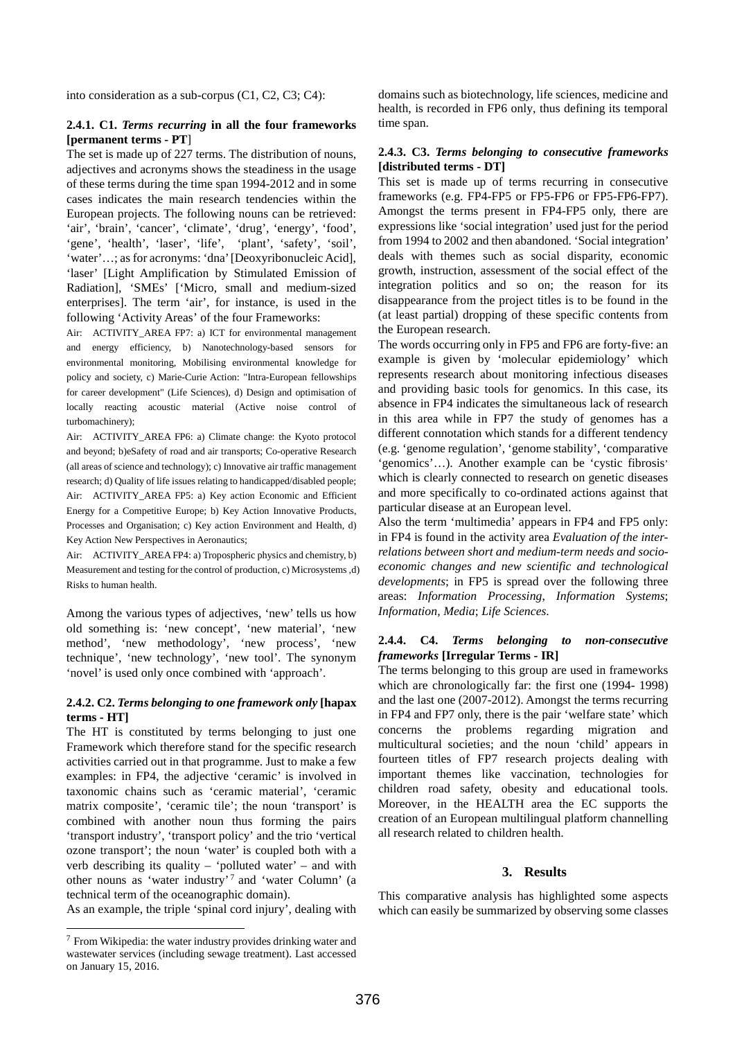into consideration as a sub-corpus (C1, C2, C3; C4):

#### 2.4.1. C1. *Terms recurring* in all the four frameworks [permanent terms - PT]

The set is made up of 227 terms. The distribution of nouns, adjectives and acronyms shows the steadiness in the usage of these terms during the time span 1994-2012 and in some cases indicates the main research tendencies within the European projects. The following nouns can be retrieved: 'air', 'brain', 'cancer', 'climate', 'drug', 'energy', 'food', 'gene', 'health', 'laser', 'life', 'plant', 'safety', 'soil', 'water'…; as for acronyms: 'dna' [Deoxyribonucleic Acid], 'laser' [Light Amplification by Stimulated Emission of Radiation], 'SMEs' ['Micro, small and medium-sized enterprises]. The term 'air', for instance, is used in the following 'Activity Areas' of the four Frameworks:

Air: ACTIVITY_AREA FP7: a) ICT for environmental management and energy efficiency, b) Nanotechnology-based sensors for environmental monitoring, Mobilising environmental knowledge for policy and society, c) Marie-Curie Action: "Intra-European fellowships for career development" (Life Sciences), d) Design and optimisation of locally reacting acoustic material (Active noise control of turbomachinery);

Air: ACTIVITY_AREA FP6: a) Climate change: the Kyoto protocol and beyond; b)eSafety of road and air transports; Co-operative Research (all areas of science and technology); c) Innovative air traffic management research; d) Quality of life issues relating to handicapped/disabled people;

Air: ACTIVITY_AREA FP5: a) Key action Economic and Efficient Energy for a Competitive Europe; b) Key Action Innovative Products, Processes and Organisation; c) Key action Environment and Health, d) Key Action New Perspectives in Aeronautics;

Air: ACTIVITY_AREA FP4: a) Tropospheric physics and chemistry, b) Measurement and testing for the control of production, c) Microsystems ,d) Risks to human health.

Among the various types of adjectives, 'new' tells us how old something is: 'new concept', 'new material', 'new method', 'new methodology', 'new process', 'new technique', 'new technology', 'new tool'. The synonym 'novel' is used only once combined with 'approach'.

#### 2.4.2. C2. *Terms belonging to one framework only* [hapax terms - HT]

The HT is constituted by terms belonging to just one Framework which therefore stand for the specific research activities carried out in that programme. Just to make a few examples: in FP4, the adjective 'ceramic' is involved in taxonomic chains such as 'ceramic material', 'ceramic matrix composite', 'ceramic tile'; the noun 'transport' is combined with another noun thus forming the pairs 'transport industry', 'transport policy' and the trio 'vertical ozone transport'; the noun 'water' is coupled both with a verb describing its quality – 'polluted water' – and with other nouns as 'water industry'[7] and 'water Column' (a technical term of the oceanographic domain).

As an example, the triple 'spinal cord injury', dealing with domains such as biotechnology, life sciences, medicine and health, is recorded in FP6 only, thus defining its temporal time span.

#### 2.4.3. C3. *Terms belonging to consecutive frameworks* [distributed terms - DT]

This set is made up of terms recurring in consecutive frameworks (e.g. FP4-FP5 or FP5-FP6 or FP5-FP6-FP7). Amongst the terms present in FP4-FP5 only, there are expressions like 'social integration' used just for the period from 1994 to 2002 and then abandoned. 'Social integration' deals with themes such as social disparity, economic growth, instruction, assessment of the social effect of the integration politics and so on; the reason for its disappearance from the project titles is to be found in the (at least partial) dropping of these specific contents from the European research.

The words occurring only in FP5 and FP6 are forty-five: an example is given by 'molecular epidemiology' which represents research about monitoring infectious diseases and providing basic tools for genomics. In this case, its absence in FP4 indicates the simultaneous lack of research in this area while in FP7 the study of genomes has a different connotation which stands for a different tendency (e.g. 'genome regulation', 'genome stability', 'comparative 'genomics'…). Another example can be 'cystic fibrosis' which is clearly connected to research on genetic diseases and more specifically to co-ordinated actions against that particular disease at an European level.

Also the term 'multimedia' appears in FP4 and FP5 only: in FP4 is found in the activity area *Evaluation of the inter-relations between short and medium-term needs and socio-economic changes and new scientific and technological developments*; in FP5 is spread over the following three areas: *Information Processing*, *Information Systems*; *Information, Media*; *Life Sciences.*

#### 2.4.4. C4. *Terms belonging to non-consecutive frameworks* [Irregular Terms - IR]

The terms belonging to this group are used in frameworks which are chronologically far: the first one (1994- 1998) and the last one (2007-2012). Amongst the terms recurring in FP4 and FP7 only, there is the pair 'welfare state' which concerns the problems regarding migration and multicultural societies; and the noun 'child' appears in fourteen titles of FP7 research projects dealing with important themes like vaccination, technologies for children road safety, obesity and educational tools. Moreover, in the HEALTH area the EC supports the creation of an European multilingual platform channelling all research related to children health.

## 3. Results

This comparative analysis has highlighted some aspects which can easily be summarized by observing some classes

---

[7] From Wikipedia: the water industry provides drinking water and wastewater services (including sewage treatment). Last accessed on January 15, 2016.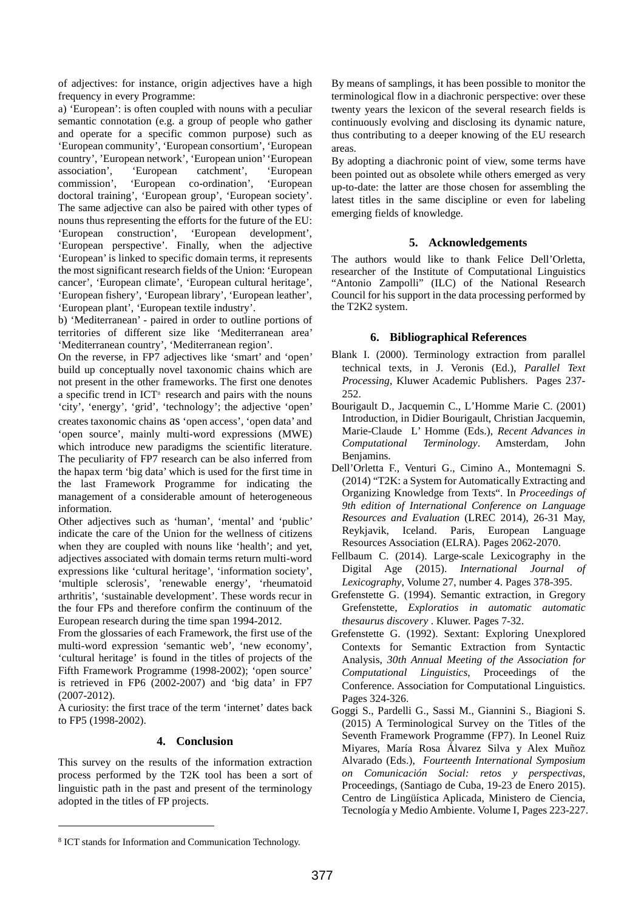of adjectives: for instance, origin adjectives have a high frequency in every Programme:

a) 'European': is often coupled with nouns with a peculiar semantic connotation (e.g. a group of people who gather and operate for a specific common purpose) such as 'European community', 'European consortium', 'European country', 'European network', 'European union' 'European association', 'European catchment', 'European commission', 'European co-ordination', 'European doctoral training', 'European group', 'European society'. The same adjective can also be paired with other types of nouns thus representing the efforts for the future of the EU: 'European construction', 'European development', 'European perspective'. Finally, when the adjective 'European' is linked to specific domain terms, it represents the most significant research fields of the Union: 'European cancer', 'European climate', 'European cultural heritage', 'European fishery', 'European library', 'European leather', 'European plant', 'European textile industry'.

b) 'Mediterranean' - paired in order to outline portions of territories of different size like 'Mediterranean area' 'Mediterranean country', 'Mediterranean region'.

On the reverse, in FP7 adjectives like 'smart' and 'open' build up conceptually novel taxonomic chains which are not present in the other frameworks. The first one denotes a specific trend in ICT[8] research and pairs with the nouns 'city', 'energy', 'grid', 'technology'; the adjective 'open' creates taxonomic chains as 'open access', 'open data' and 'open source', mainly multi-word expressions (MWE) which introduce new paradigms the scientific literature. The peculiarity of FP7 research can be also inferred from the hapax term 'big data' which is used for the first time in the last Framework Programme for indicating the management of a considerable amount of heterogeneous information.

Other adjectives such as 'human', 'mental' and 'public' indicate the care of the Union for the wellness of citizens when they are coupled with nouns like 'health'; and yet, adjectives associated with domain terms return multi-word expressions like 'cultural heritage', 'information society', 'multiple sclerosis', 'renewable energy', 'rheumatoid arthritis', 'sustainable development'. These words recur in the four FPs and therefore confirm the continuum of the European research during the time span 1994-2012.

From the glossaries of each Framework, the first use of the multi-word expression 'semantic web', 'new economy', 'cultural heritage' is found in the titles of projects of the Fifth Framework Programme (1998-2002); 'open source' is retrieved in FP6 (2002-2007) and 'big data' in FP7 (2007-2012).

A curiosity: the first trace of the term 'internet' dates back to FP5 (1998-2002).

## 4. Conclusion

This survey on the results of the information extraction process performed by the T2K tool has been a sort of linguistic path in the past and present of the terminology adopted in the titles of FP projects.

By means of samplings, it has been possible to monitor the terminological flow in a diachronic perspective: over these twenty years the lexicon of the several research fields is continuously evolving and disclosing its dynamic nature, thus contributing to a deeper knowing of the EU research areas.

By adopting a diachronic point of view, some terms have been pointed out as obsolete while others emerged as very up-to-date: the latter are those chosen for assembling the latest titles in the same discipline or even for labeling emerging fields of knowledge.

## 5. Acknowledgements

The authors would like to thank Felice Dell'Orletta, researcher of the Institute of Computational Linguistics "Antonio Zampolli" (ILC) of the National Research Council for his support in the data processing performed by the T2K2 system.

## 6. Bibliographical References

Blank I. (2000). Terminology extraction from parallel technical texts, in J. Veronis (Ed.), *Parallel Text Processing*, Kluwer Academic Publishers. Pages 237-252.

Bourigault D., Jacquemin C., L'Homme Marie C. (2001) Introduction, in Didier Bourigault, Christian Jacquemin, Marie-Claude L' Homme (Eds.), *Recent Advances in Computational Terminology*. Amsterdam, John Benjamins.

Dell'Orletta F., Venturi G., Cimino A., Montemagni S. (2014) "T2K: a System for Automatically Extracting and Organizing Knowledge from Texts". In *Proceedings of 9th edition of International Conference on Language Resources and Evaluation* (LREC 2014), 26-31 May, Reykjavik, Iceland. Paris, European Language Resources Association (ELRA). Pages 2062-2070.

Fellbaum C. (2014). Large-scale Lexicography in the Digital Age (2015). *International Journal of Lexicography*, Volume 27, number 4. Pages 378-395.

Grefenstette G. (1994). Semantic extraction, in Gregory Grefenstette, *Exploratios in automatic automatic thesaurus discovery* . Kluwer. Pages 7-32.

Grefenstette G. (1992). Sextant: Exploring Unexplored Contexts for Semantic Extraction from Syntactic Analysis, *30th Annual Meeting of the Association for Computational Linguistics*, Proceedings of the Conference. Association for Computational Linguistics. Pages 324-326.

Goggi S., Pardelli G., Sassi M., Giannini S., Biagioni S. (2015) A Terminological Survey on the Titles of the Seventh Framework Programme (FP7). In Leonel Ruiz Miyares, María Rosa Álvarez Silva y Alex Muñoz Alvarado (Eds.), *Fourteenth International Symposium on Comunicación Social: retos y perspectivas*, Proceedings, (Santiago de Cuba, 19-23 de Enero 2015). Centro de Lingüística Aplicada, Ministero de Ciencia, Tecnología y Medio Ambiente. Volume I, Pages 223-227.

---

[8] ICT stands for Information and Communication Technology.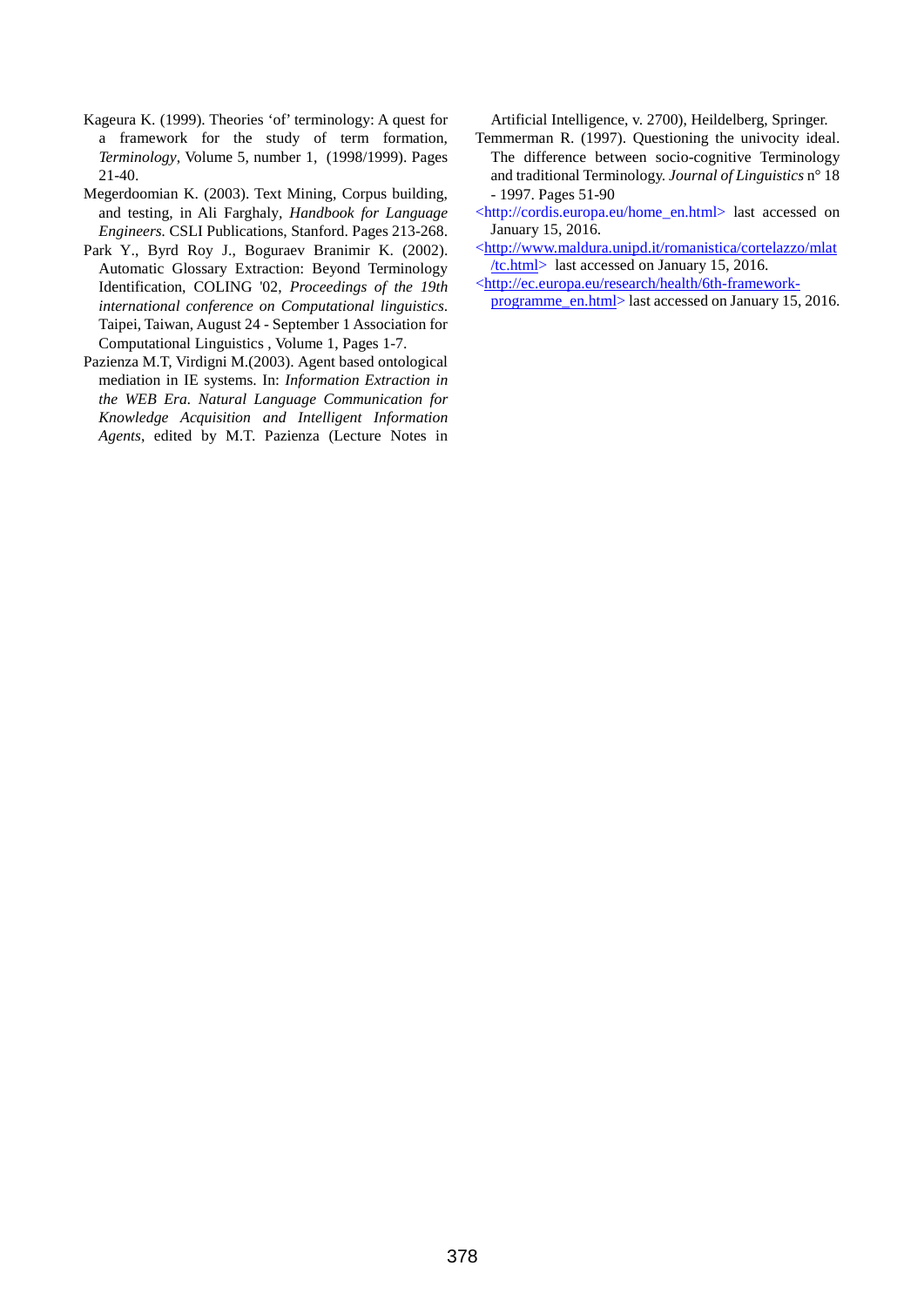Kageura K. (1999). Theories 'of' terminology: A quest for a framework for the study of term formation, *Terminology*, Volume 5, number 1, (1998/1999). Pages 21-40.

Megerdoomian K. (2003). Text Mining, Corpus building, and testing, in Ali Farghaly, *Handbook for Language Engineers.* CSLI Publications, Stanford. Pages 213-268.

Park Y., Byrd Roy J., Boguraev Branimir K. (2002). Automatic Glossary Extraction: Beyond Terminology Identification, COLING '02, *Proceedings of the 19th international conference on Computational linguistics*. Taipei, Taiwan, August 24 - September 1 Association for Computational Linguistics , Volume 1, Pages 1-7.

Pazienza M.T, Virdigni M.(2003). Agent based ontological mediation in IE systems. In: *Information Extraction in the WEB Era. Natural Language Communication for Knowledge Acquisition and Intelligent Information Agents*, edited by M.T. Pazienza (Lecture Notes in Artificial Intelligence, v. 2700), Heildelberg, Springer.

Temmerman R. (1997). Questioning the univocity ideal. The difference between socio-cognitive Terminology and traditional Terminology. *Journal of Linguistics* n° 18 - 1997. Pages 51-90

<http://cordis.europa.eu/home_en.html> last accessed on January 15, 2016.

<http://www.maldura.unipd.it/romanistica/cortelazzo/mlat/tc.html> last accessed on January 15, 2016.

<http://ec.europa.eu/research/health/6th-framework-programme_en.html> last accessed on January 15, 2016.